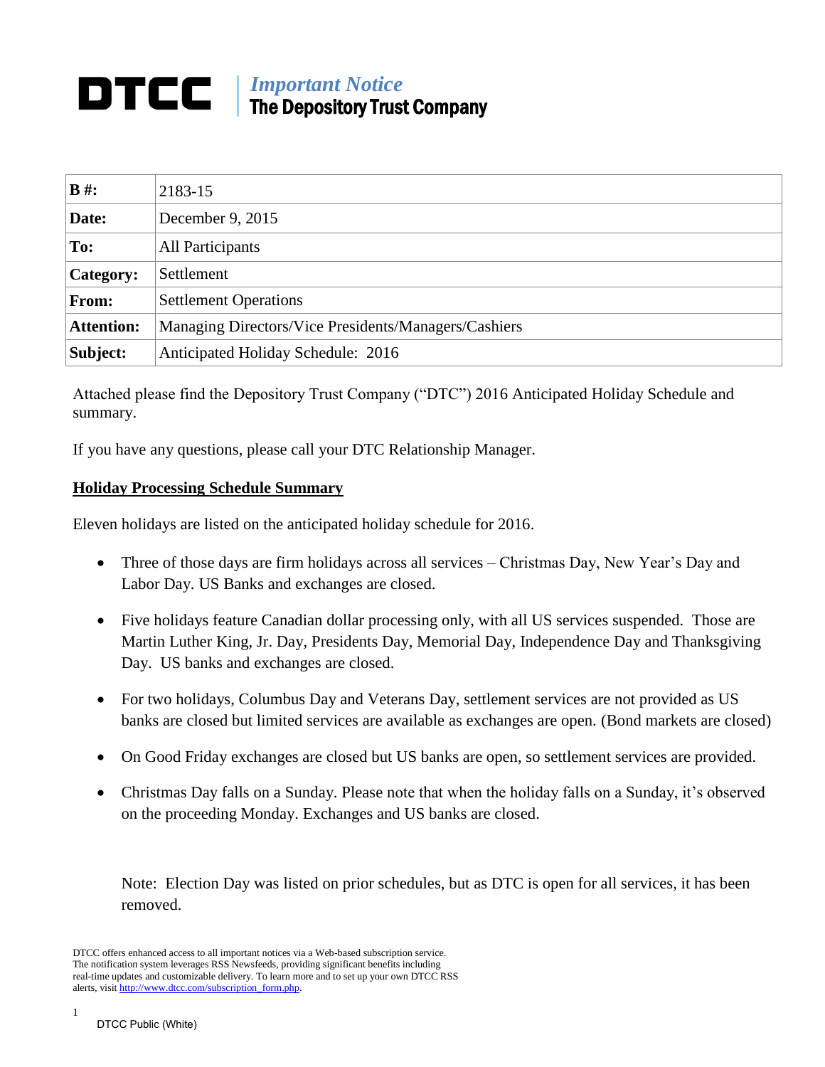# DTCC | *Important Notice* The Depository Trust Company

| **B #:** | 2183-15 |
|---|---|
| **Date:** | December 9, 2015 |
| **To:** | All Participants |
| **Category:** | Settlement |
| **From:** | Settlement Operations |
| **Attention:** | Managing Directors/Vice Presidents/Managers/Cashiers |
| **Subject:** | Anticipated Holiday Schedule: 2016 |

Attached please find the Depository Trust Company ("DTC") 2016 Anticipated Holiday Schedule and summary.

If you have any questions, please call your DTC Relationship Manager.

**Holiday Processing Schedule Summary**

Eleven holidays are listed on the anticipated holiday schedule for 2016.

- Three of those days are firm holidays across all services – Christmas Day, New Year's Day and Labor Day. US Banks and exchanges are closed.
- Five holidays feature Canadian dollar processing only, with all US services suspended. Those are Martin Luther King, Jr. Day, Presidents Day, Memorial Day, Independence Day and Thanksgiving Day. US banks and exchanges are closed.
- For two holidays, Columbus Day and Veterans Day, settlement services are not provided as US banks are closed but limited services are available as exchanges are open. (Bond markets are closed)
- On Good Friday exchanges are closed but US banks are open, so settlement services are provided.
- Christmas Day falls on a Sunday. Please note that when the holiday falls on a Sunday, it's observed on the proceeding Monday. Exchanges and US banks are closed.

Note: Election Day was listed on prior schedules, but as DTC is open for all services, it has been removed.

DTCC offers enhanced access to all important notices via a Web-based subscription service. The notification system leverages RSS Newsfeeds, providing significant benefits including real-time updates and customizable delivery. To learn more and to set up your own DTCC RSS alerts, visit http://www.dtcc.com/subscription_form.php.

DTCC Public (White)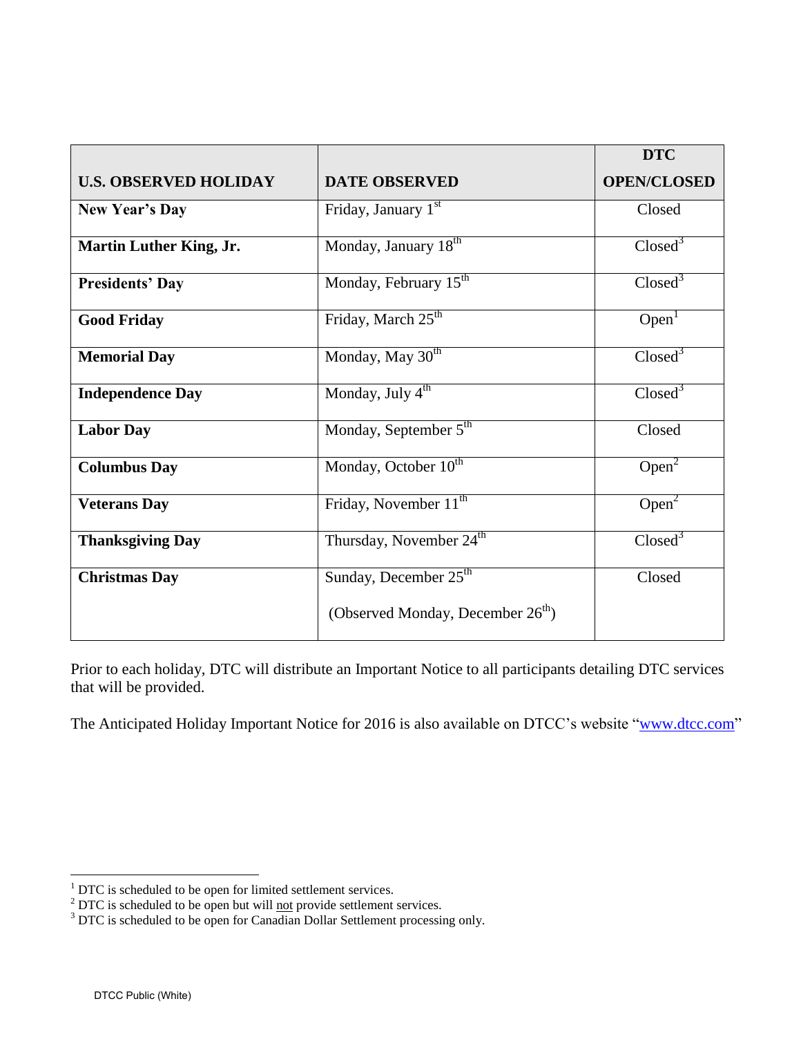| U.S. OBSERVED HOLIDAY | DATE OBSERVED | DTC OPEN/CLOSED |
|---|---|---|
| **New Year's Day** | Friday, January 1st | Closed |
| **Martin Luther King, Jr.** | Monday, January 18th | Closed[3] |
| **Presidents' Day** | Monday, February 15th | Closed[3] |
| **Good Friday** | Friday, March 25th | Open[1] |
| **Memorial Day** | Monday, May 30th | Closed[3] |
| **Independence Day** | Monday, July 4th | Closed[3] |
| **Labor Day** | Monday, September 5th | Closed |
| **Columbus Day** | Monday, October 10th | Open[2] |
| **Veterans Day** | Friday, November 11th | Open[2] |
| **Thanksgiving Day** | Thursday, November 24th | Closed[3] |
| **Christmas Day** | Sunday, December 25th (Observed Monday, December 26th) | Closed |

Prior to each holiday, DTC will distribute an Important Notice to all participants detailing DTC services that will be provided.

The Anticipated Holiday Important Notice for 2016 is also available on DTCC's website "www.dtcc.com"

[1] DTC is scheduled to be open for limited settlement services.

[2] DTC is scheduled to be open but will not provide settlement services.

[3] DTC is scheduled to be open for Canadian Dollar Settlement processing only.

DTCC Public (White)